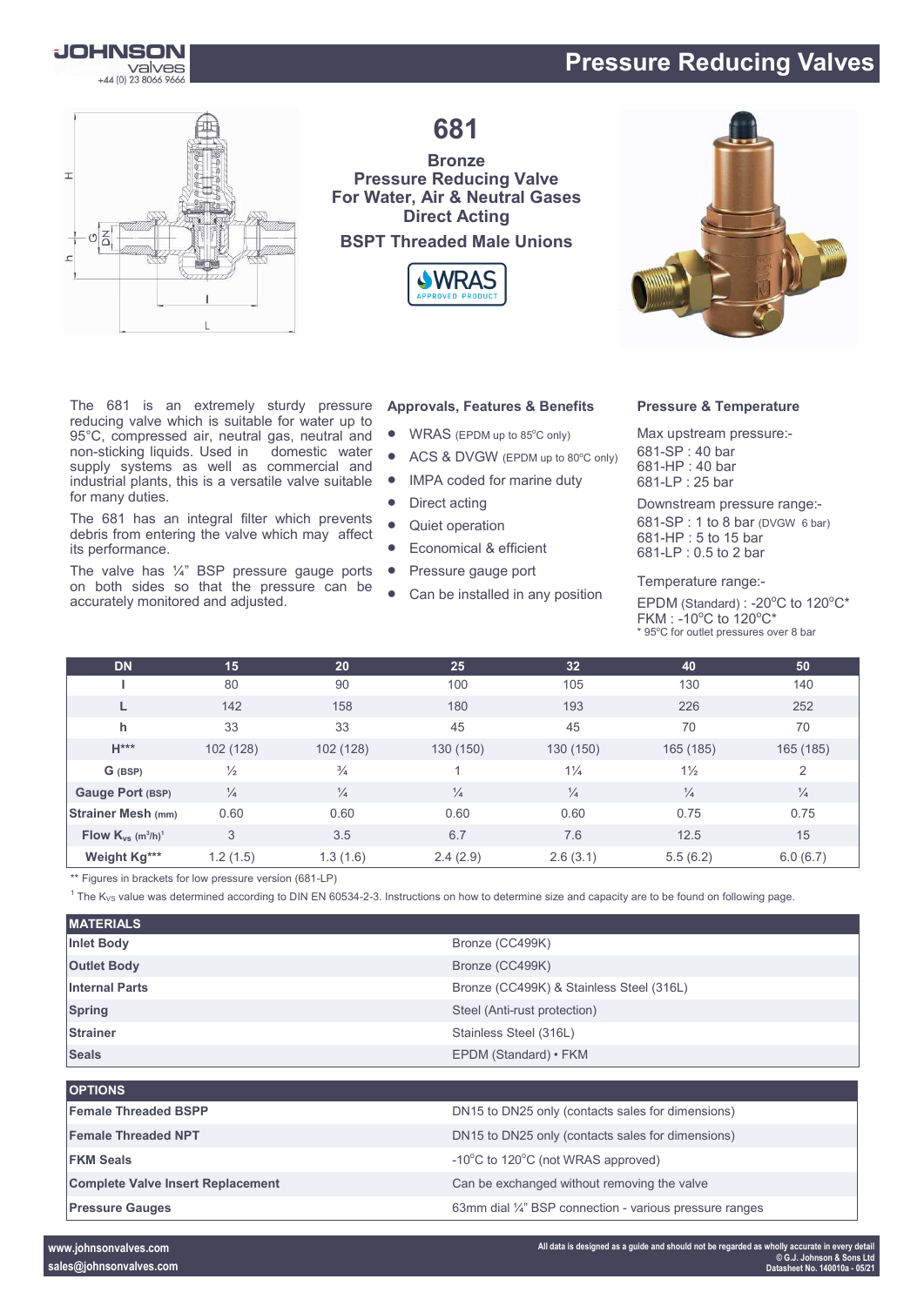# Pressure Reducing Valves

## 681

**Bronze**
**Pressure Reducing Valve**
**For Water, Air & Neutral Gases**
**Direct Acting**

**BSPT Threaded Male Unions**

WRAS APPROVED PRODUCT

The 681 is an extremely sturdy pressure reducing valve which is suitable for water up to 95°C, compressed air, neutral gas, neutral and non-sticking liquids. Used in domestic water supply systems as well as commercial and industrial plants, this is a versatile valve suitable for many duties.

The 681 has an integral filter which prevents debris from entering the valve which may affect its performance.

The valve has ¼" BSP pressure gauge ports on both sides so that the pressure can be accurately monitored and adjusted.

### Approvals, Features & Benefits

- WRAS (EPDM up to 85°C only)
- ACS & DVGW (EPDM up to 80°C only)
- IMPA coded for marine duty
- Direct acting
- Quiet operation
- Economical & efficient
- Pressure gauge port
- Can be installed in any position

### Pressure & Temperature

Max upstream pressure:-
681-SP : 40 bar
681-HP : 40 bar
681-LP : 25 bar

Downstream pressure range:-
681-SP : 1 to 8 bar (DVGW 6 bar)
681-HP : 5 to 15 bar
681-LP : 0.5 to 2 bar

Temperature range:-
EPDM (Standard) : -20°C to 120°C*
FKM : -10°C to 120°C*
* 95°C for outlet pressures over 8 bar

| DN | 15 | 20 | 25 | 32 | 40 | 50 |
|---|---|---|---|---|---|---|
| l | 80 | 90 | 100 | 105 | 130 | 140 |
| L | 142 | 158 | 180 | 193 | 226 | 252 |
| h | 33 | 33 | 45 | 45 | 70 | 70 |
| H*** | 102 (128) | 102 (128) | 130 (150) | 130 (150) | 165 (185) | 165 (185) |
| G (BSP) | ½ | ¾ | 1 | 1¼ | 1½ | 2 |
| Gauge Port (BSP) | ¼ | ¼ | ¼ | ¼ | ¼ | ¼ |
| Strainer Mesh (mm) | 0.60 | 0.60 | 0.60 | 0.60 | 0.75 | 0.75 |
| Flow $K_{vs}$ ($m^3/h$)[1] | 3 | 3.5 | 6.7 | 7.6 | 12.5 | 15 |
| Weight Kg*** | 1.2 (1.5) | 1.3 (1.6) | 2.4 (2.9) | 2.6 (3.1) | 5.5 (6.2) | 6.0 (6.7) |

** Figures in brackets for low pressure version (681-LP)

[1] The $K_{VS}$ value was determined according to DIN EN 60534-2-3. Instructions on how to determine size and capacity are to be found on following page.

| MATERIALS | |
|---|---|
| Inlet Body | Bronze (CC499K) |
| Outlet Body | Bronze (CC499K) |
| Internal Parts | Bronze (CC499K) & Stainless Steel (316L) |
| Spring | Steel (Anti-rust protection) |
| Strainer | Stainless Steel (316L) |
| Seals | EPDM (Standard) • FKM |

| OPTIONS | |
|---|---|
| Female Threaded BSPP | DN15 to DN25 only (contacts sales for dimensions) |
| Female Threaded NPT | DN15 to DN25 only (contacts sales for dimensions) |
| FKM Seals | -10°C to 120°C (not WRAS approved) |
| Complete Valve Insert Replacement | Can be exchanged without removing the valve |
| Pressure Gauges | 63mm dial ¼" BSP connection - various pressure ranges |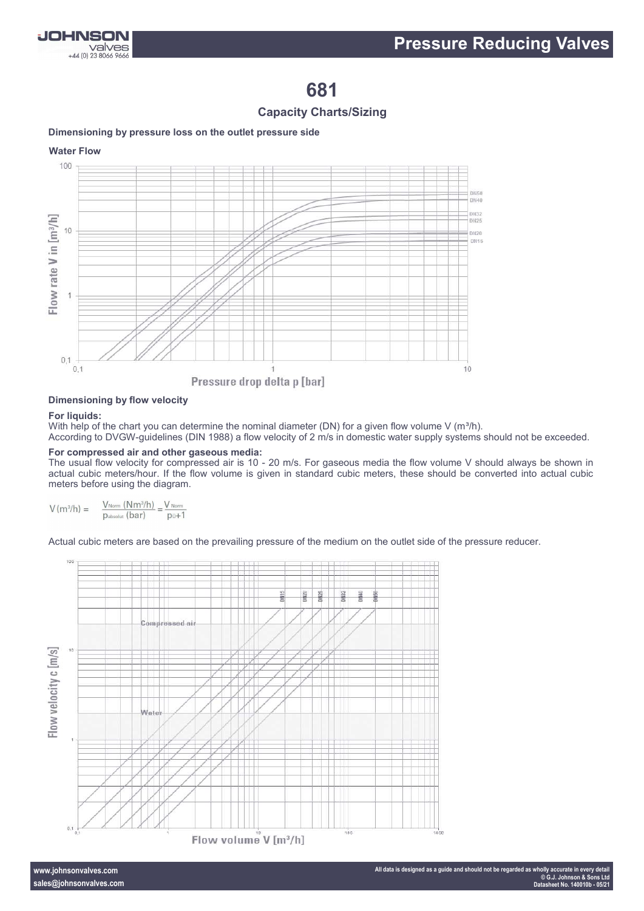# 681

## Capacity Charts/Sizing

**Dimensioning by pressure loss on the outlet pressure side**

**Water Flow**

Flow rate V in [m³/h]

100

10

1

0,1

0,1

1

10

Pressure drop delta p [bar]

DN50
DN40
DN32
DN25
DN20
DN15

**Dimensioning by flow velocity**

**For liquids:**
With help of the chart you can determine the nominal diameter (DN) for a given flow volume V (m³/h).
According to DVGW-guidelines (DIN 1988) a flow velocity of 2 m/s in domestic water supply systems should not be exceeded.

**For compressed air and other gaseous media:**
The usual flow velocity for compressed air is 10 - 20 m/s. For gaseous media the flow volume V should always be shown in actual cubic meters/hour. If the flow volume is given in standard cubic meters, these should be converted into actual cubic meters before using the diagram.

$$V\,(m^3/h) = \frac{V_{Norm}\,(Nm^3/h)}{p_{absolut}\,(bar)} = \frac{V_{Norm}}{p_0+1}$$

Actual cubic meters are based on the prevailing pressure of the medium on the outlet side of the pressure reducer.

Flow velocity c [m/s]

100

10

1

0,1

0,1

1

10

100

1000

Flow volume V [m³/h]

DN15
DN20
DN25
DN32
DN40
DN50

Compressed air

Water